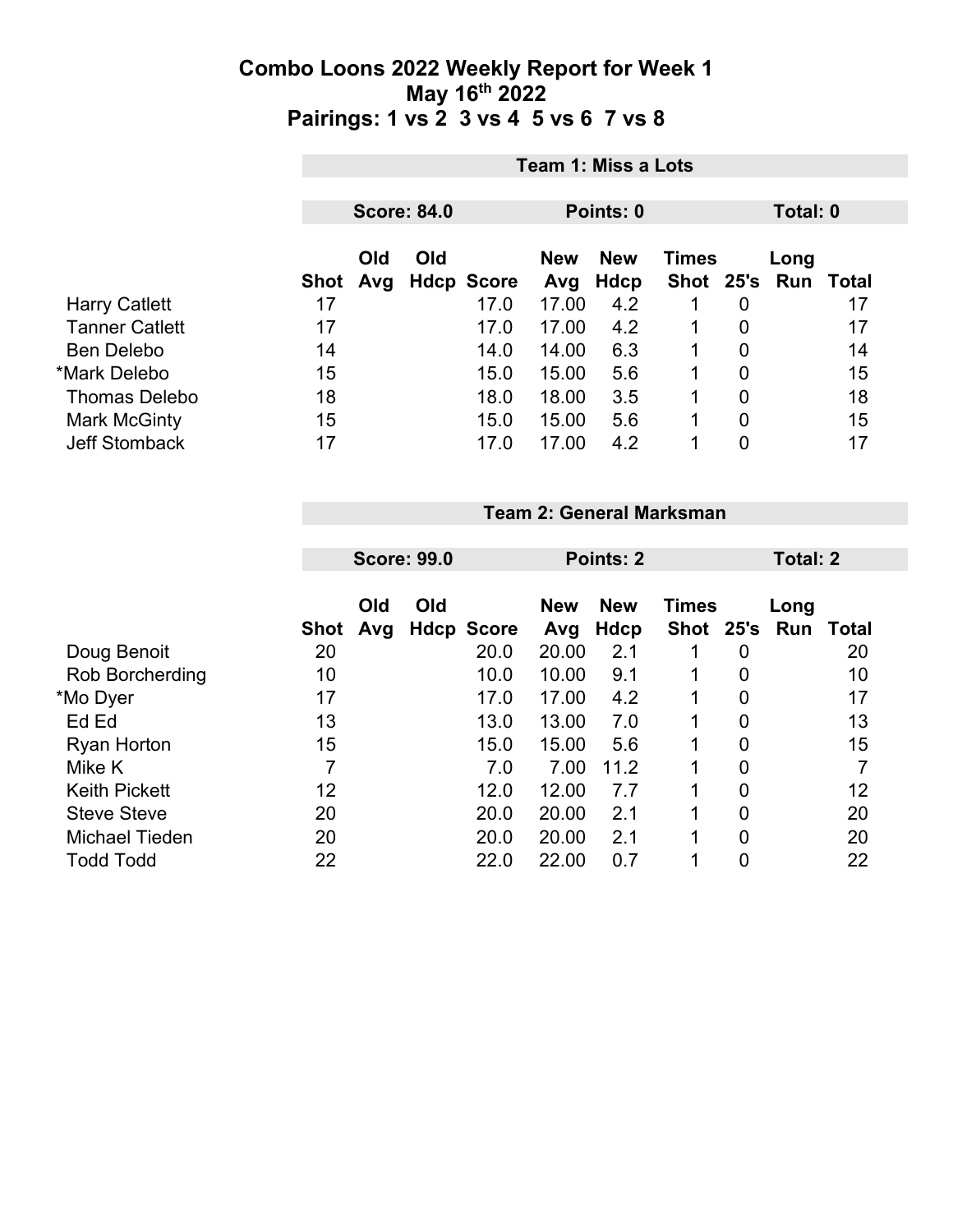# Combo Loons 2022 Weekly Report for Week 1
## May 16th 2022
## Pairings: 1 vs 2 3 vs 4 5 vs 6 7 vs 8

### Team 1: Miss a Lots

**Score: 84.0** | **Points: 0** | **Total: 0**

| | Shot | Old Avg | Old Hdcp | Score | New Avg | New Hdcp | Times Shot | 25's | Long Run | Total |
|---|---|---|---|---|---|---|---|---|---|---|
| Harry Catlett | 17 | | | 17.0 | 17.00 | 4.2 | 1 | 0 | | 17 |
| Tanner Catlett | 17 | | | 17.0 | 17.00 | 4.2 | 1 | 0 | | 17 |
| Ben Delebo | 14 | | | 14.0 | 14.00 | 6.3 | 1 | 0 | | 14 |
| *Mark Delebo | 15 | | | 15.0 | 15.00 | 5.6 | 1 | 0 | | 15 |
| Thomas Delebo | 18 | | | 18.0 | 18.00 | 3.5 | 1 | 0 | | 18 |
| Mark McGinty | 15 | | | 15.0 | 15.00 | 5.6 | 1 | 0 | | 15 |
| Jeff Stomback | 17 | | | 17.0 | 17.00 | 4.2 | 1 | 0 | | 17 |

### Team 2: General Marksman

**Score: 99.0** | **Points: 2** | **Total: 2**

| | Shot | Old Avg | Old Hdcp | Score | New Avg | New Hdcp | Times Shot | 25's | Long Run | Total |
|---|---|---|---|---|---|---|---|---|---|---|
| Doug Benoit | 20 | | | 20.0 | 20.00 | 2.1 | 1 | 0 | | 20 |
| Rob Borcherding | 10 | | | 10.0 | 10.00 | 9.1 | 1 | 0 | | 10 |
| *Mo Dyer | 17 | | | 17.0 | 17.00 | 4.2 | 1 | 0 | | 17 |
| Ed Ed | 13 | | | 13.0 | 13.00 | 7.0 | 1 | 0 | | 13 |
| Ryan Horton | 15 | | | 15.0 | 15.00 | 5.6 | 1 | 0 | | 15 |
| Mike K | 7 | | | 7.0 | 7.00 | 11.2 | 1 | 0 | | 7 |
| Keith Pickett | 12 | | | 12.0 | 12.00 | 7.7 | 1 | 0 | | 12 |
| Steve Steve | 20 | | | 20.0 | 20.00 | 2.1 | 1 | 0 | | 20 |
| Michael Tieden | 20 | | | 20.0 | 20.00 | 2.1 | 1 | 0 | | 20 |
| Todd Todd | 22 | | | 22.0 | 22.00 | 0.7 | 1 | 0 | | 22 |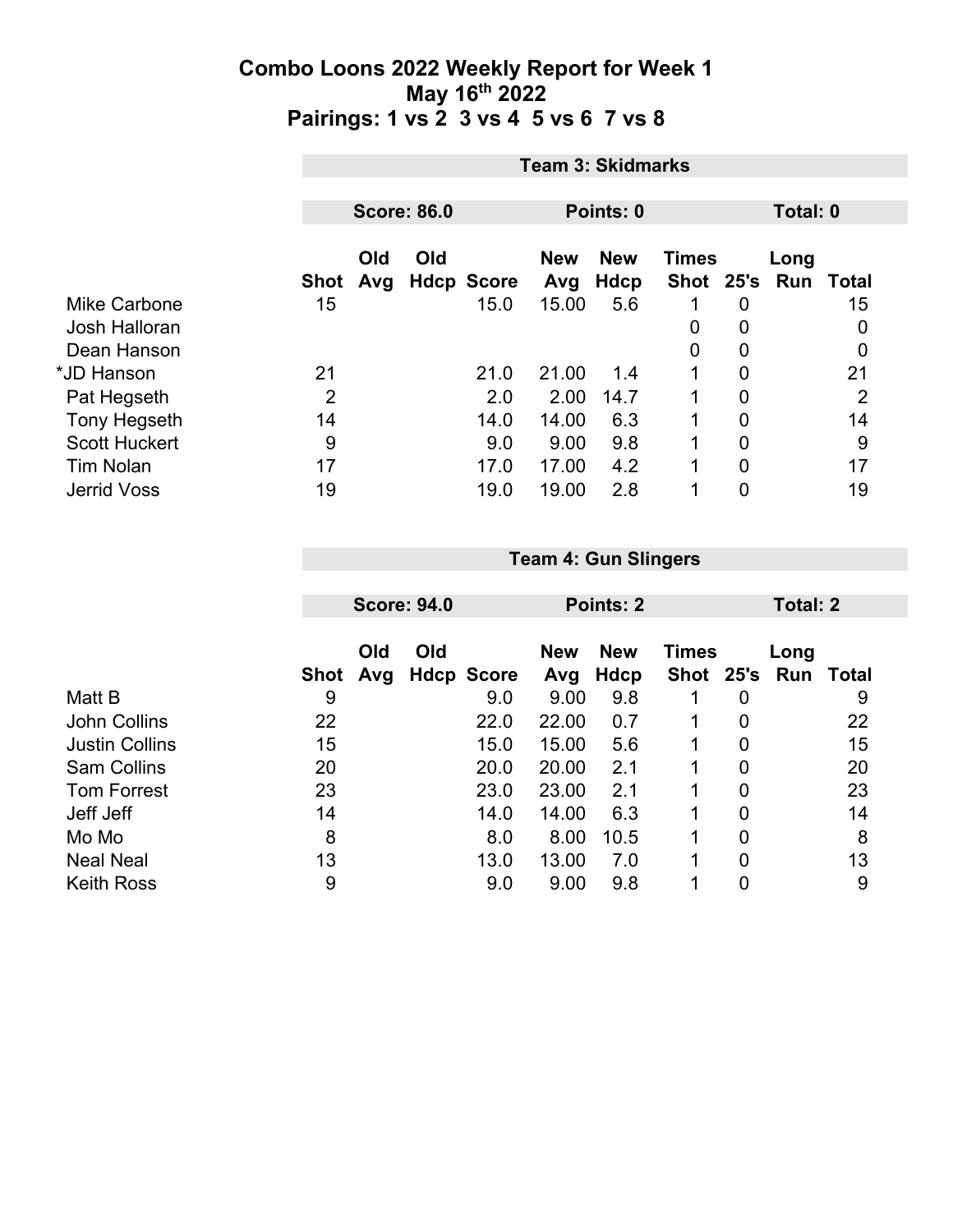# Combo Loons 2022 Weekly Report for Week 1
## May 16th 2022
## Pairings: 1 vs 2  3 vs 4  5 vs 6  7 vs 8

**Team 3: Skidmarks**

**Score: 86.0** | **Points: 0** | **Total: 0**

| | Shot | Old Avg | Old Hdcp | Score | New Avg | New Hdcp | Times Shot | 25's | Long Run | Total |
|---|---|---|---|---|---|---|---|---|---|---|
| Mike Carbone | 15 | | | 15.0 | 15.00 | 5.6 | 1 | 0 | | 15 |
| Josh Halloran | | | | | | | 0 | 0 | | 0 |
| Dean Hanson | | | | | | | 0 | 0 | | 0 |
| *JD Hanson | 21 | | | 21.0 | 21.00 | 1.4 | 1 | 0 | | 21 |
| Pat Hegseth | 2 | | | 2.0 | 2.00 | 14.7 | 1 | 0 | | 2 |
| Tony Hegseth | 14 | | | 14.0 | 14.00 | 6.3 | 1 | 0 | | 14 |
| Scott Huckert | 9 | | | 9.0 | 9.00 | 9.8 | 1 | 0 | | 9 |
| Tim Nolan | 17 | | | 17.0 | 17.00 | 4.2 | 1 | 0 | | 17 |
| Jerrid Voss | 19 | | | 19.0 | 19.00 | 2.8 | 1 | 0 | | 19 |

**Team 4: Gun Slingers**

**Score: 94.0** | **Points: 2** | **Total: 2**

| | Shot | Old Avg | Old Hdcp | Score | New Avg | New Hdcp | Times Shot | 25's | Long Run | Total |
|---|---|---|---|---|---|---|---|---|---|---|
| Matt B | 9 | | | 9.0 | 9.00 | 9.8 | 1 | 0 | | 9 |
| John Collins | 22 | | | 22.0 | 22.00 | 0.7 | 1 | 0 | | 22 |
| Justin Collins | 15 | | | 15.0 | 15.00 | 5.6 | 1 | 0 | | 15 |
| Sam Collins | 20 | | | 20.0 | 20.00 | 2.1 | 1 | 0 | | 20 |
| Tom Forrest | 23 | | | 23.0 | 23.00 | 2.1 | 1 | 0 | | 23 |
| Jeff Jeff | 14 | | | 14.0 | 14.00 | 6.3 | 1 | 0 | | 14 |
| Mo Mo | 8 | | | 8.0 | 8.00 | 10.5 | 1 | 0 | | 8 |
| Neal Neal | 13 | | | 13.0 | 13.00 | 7.0 | 1 | 0 | | 13 |
| Keith Ross | 9 | | | 9.0 | 9.00 | 9.8 | 1 | 0 | | 9 |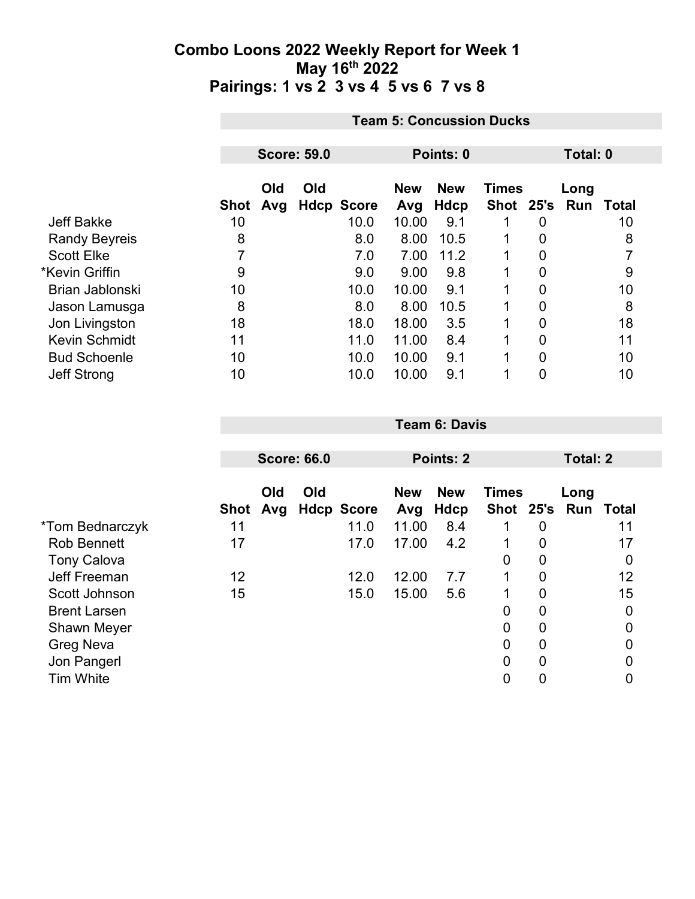# Combo Loons 2022 Weekly Report for Week 1
## May 16th 2022
## Pairings: 1 vs 2  3 vs 4  5 vs 6  7 vs 8

### Team 5: Concussion Ducks

**Score: 59.0** | **Points: 0** | **Total: 0**

| | Shot | Old Avg | Old Hdcp | Score | New Avg | New Hdcp | Times Shot | 25's | Long Run | Total |
|---|---|---|---|---|---|---|---|---|---|---|
| Jeff Bakke | 10 | | | 10.0 | 10.00 | 9.1 | 1 | 0 | | 10 |
| Randy Beyreis | 8 | | | 8.0 | 8.00 | 10.5 | 1 | 0 | | 8 |
| Scott Elke | 7 | | | 7.0 | 7.00 | 11.2 | 1 | 0 | | 7 |
| *Kevin Griffin | 9 | | | 9.0 | 9.00 | 9.8 | 1 | 0 | | 9 |
| Brian Jablonski | 10 | | | 10.0 | 10.00 | 9.1 | 1 | 0 | | 10 |
| Jason Lamusga | 8 | | | 8.0 | 8.00 | 10.5 | 1 | 0 | | 8 |
| Jon Livingston | 18 | | | 18.0 | 18.00 | 3.5 | 1 | 0 | | 18 |
| Kevin Schmidt | 11 | | | 11.0 | 11.00 | 8.4 | 1 | 0 | | 11 |
| Bud Schoenle | 10 | | | 10.0 | 10.00 | 9.1 | 1 | 0 | | 10 |
| Jeff Strong | 10 | | | 10.0 | 10.00 | 9.1 | 1 | 0 | | 10 |

### Team 6: Davis

**Score: 66.0** | **Points: 2** | **Total: 2**

| | Shot | Old Avg | Old Hdcp | Score | New Avg | New Hdcp | Times Shot | 25's | Long Run | Total |
|---|---|---|---|---|---|---|---|---|---|---|
| *Tom Bednarczyk | 11 | | | 11.0 | 11.00 | 8.4 | 1 | 0 | | 11 |
| Rob Bennett | 17 | | | 17.0 | 17.00 | 4.2 | 1 | 0 | | 17 |
| Tony Calova | | | | | | | 0 | 0 | | 0 |
| Jeff Freeman | 12 | | | 12.0 | 12.00 | 7.7 | 1 | 0 | | 12 |
| Scott Johnson | 15 | | | 15.0 | 15.00 | 5.6 | 1 | 0 | | 15 |
| Brent Larsen | | | | | | | 0 | 0 | | 0 |
| Shawn Meyer | | | | | | | 0 | 0 | | 0 |
| Greg Neva | | | | | | | 0 | 0 | | 0 |
| Jon Pangerl | | | | | | | 0 | 0 | | 0 |
| Tim White | | | | | | | 0 | 0 | | 0 |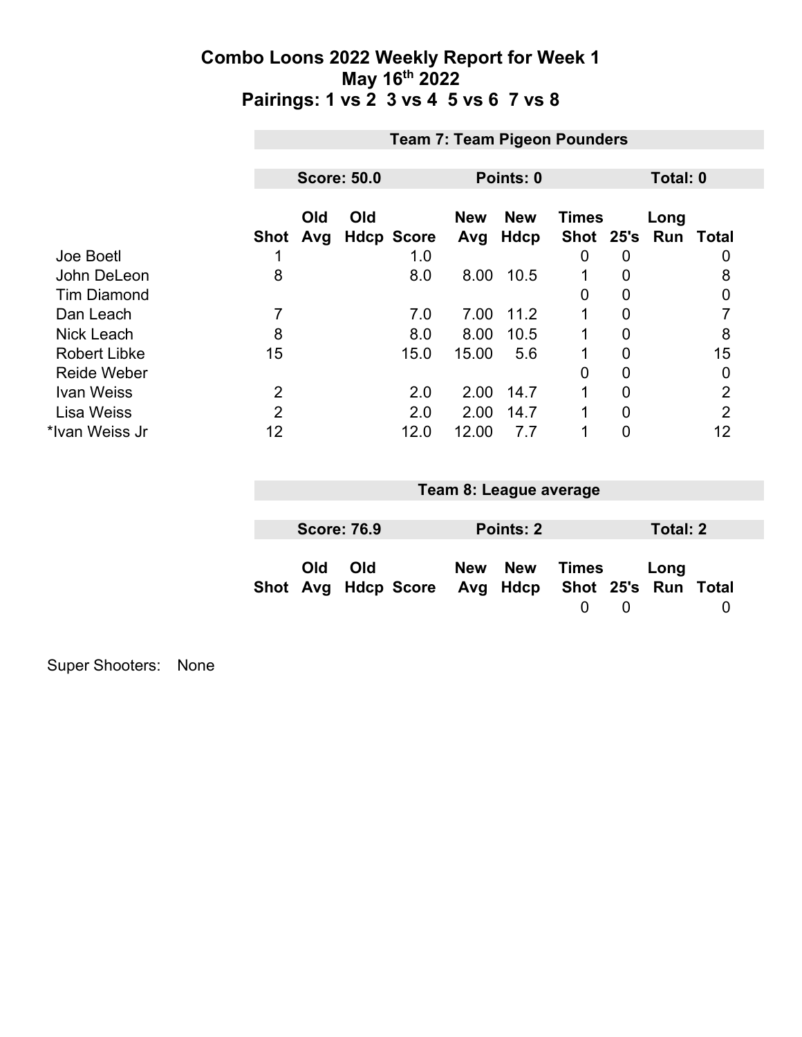# Combo Loons 2022 Weekly Report for Week 1
## May 16th 2022
## Pairings: 1 vs 2  3 vs 4  5 vs 6  7 vs 8

### Team 7: Team Pigeon Pounders

**Score: 50.0** | **Points: 0** | **Total: 0**

| | Shot | Old Avg | Old Hdcp | Score | New Avg | New Hdcp | Times Shot | 25's | Long Run | Total |
|---|---|---|---|---|---|---|---|---|---|---|
| Joe Boetl | 1 | | | 1.0 | | | 0 | 0 | | 0 |
| John DeLeon | 8 | | | 8.0 | 8.00 | 10.5 | 1 | 0 | | 8 |
| Tim Diamond | | | | | | | 0 | 0 | | 0 |
| Dan Leach | 7 | | | 7.0 | 7.00 | 11.2 | 1 | 0 | | 7 |
| Nick Leach | 8 | | | 8.0 | 8.00 | 10.5 | 1 | 0 | | 8 |
| Robert Libke | 15 | | | 15.0 | 15.00 | 5.6 | 1 | 0 | | 15 |
| Reide Weber | | | | | | | 0 | 0 | | 0 |
| Ivan Weiss | 2 | | | 2.0 | 2.00 | 14.7 | 1 | 0 | | 2 |
| Lisa Weiss | 2 | | | 2.0 | 2.00 | 14.7 | 1 | 0 | | 2 |
| *Ivan Weiss Jr | 12 | | | 12.0 | 12.00 | 7.7 | 1 | 0 | | 12 |

### Team 8: League average

**Score: 76.9** | **Points: 2** | **Total: 2**

| | Shot | Old Avg | Old Hdcp | Score | New Avg | New Hdcp | Times Shot | 25's | Long Run | Total |
|---|---|---|---|---|---|---|---|---|---|---|
| | | | | | | | 0 | 0 | | 0 |

Super Shooters: None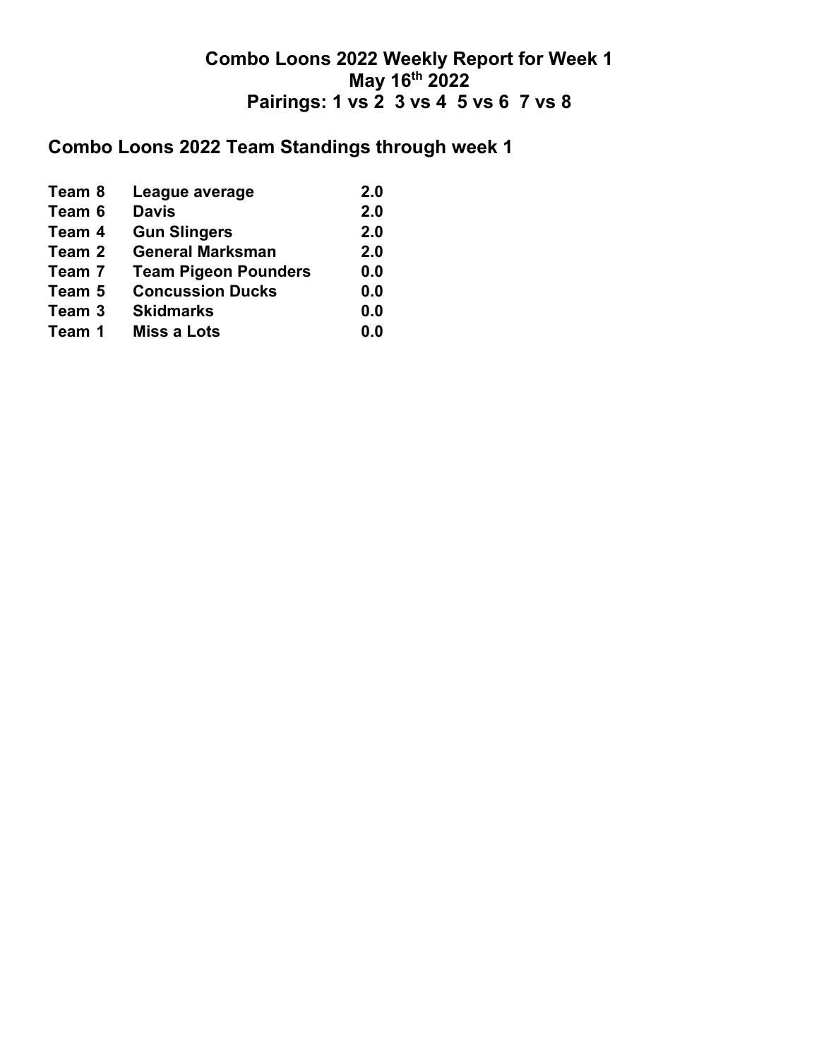# Combo Loons 2022 Weekly Report for Week 1
# May 16th 2022
# Pairings: 1 vs 2  3 vs 4  5 vs 6  7 vs 8

## Combo Loons 2022 Team Standings through week 1

| | | |
|---|---|---|
| **Team 8** | **League average** | **2.0** |
| **Team 6** | **Davis** | **2.0** |
| **Team 4** | **Gun Slingers** | **2.0** |
| **Team 2** | **General Marksman** | **2.0** |
| **Team 7** | **Team Pigeon Pounders** | **0.0** |
| **Team 5** | **Concussion Ducks** | **0.0** |
| **Team 3** | **Skidmarks** | **0.0** |
| **Team 1** | **Miss a Lots** | **0.0** |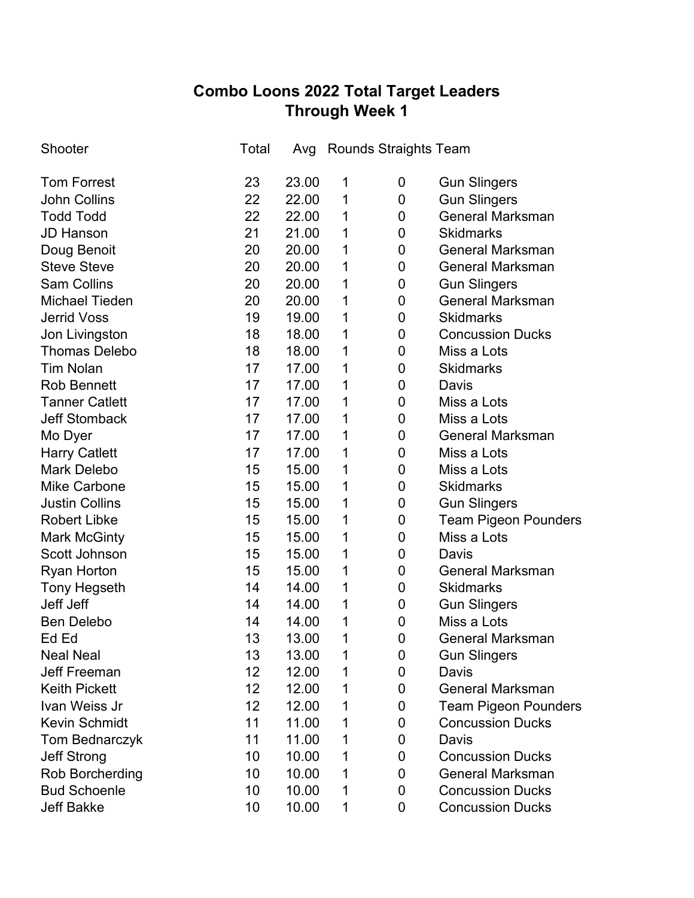# Combo Loons 2022 Total Target Leaders
## Through Week 1

| Shooter | Total | Avg | Rounds | Straights | Team |
|---|---|---|---|---|---|
| Tom Forrest | 23 | 23.00 | 1 | 0 | Gun Slingers |
| John Collins | 22 | 22.00 | 1 | 0 | Gun Slingers |
| Todd Todd | 22 | 22.00 | 1 | 0 | General Marksman |
| JD Hanson | 21 | 21.00 | 1 | 0 | Skidmarks |
| Doug Benoit | 20 | 20.00 | 1 | 0 | General Marksman |
| Steve Steve | 20 | 20.00 | 1 | 0 | General Marksman |
| Sam Collins | 20 | 20.00 | 1 | 0 | Gun Slingers |
| Michael Tieden | 20 | 20.00 | 1 | 0 | General Marksman |
| Jerrid Voss | 19 | 19.00 | 1 | 0 | Skidmarks |
| Jon Livingston | 18 | 18.00 | 1 | 0 | Concussion Ducks |
| Thomas Delebo | 18 | 18.00 | 1 | 0 | Miss a Lots |
| Tim Nolan | 17 | 17.00 | 1 | 0 | Skidmarks |
| Rob Bennett | 17 | 17.00 | 1 | 0 | Davis |
| Tanner Catlett | 17 | 17.00 | 1 | 0 | Miss a Lots |
| Jeff Stomback | 17 | 17.00 | 1 | 0 | Miss a Lots |
| Mo Dyer | 17 | 17.00 | 1 | 0 | General Marksman |
| Harry Catlett | 17 | 17.00 | 1 | 0 | Miss a Lots |
| Mark Delebo | 15 | 15.00 | 1 | 0 | Miss a Lots |
| Mike Carbone | 15 | 15.00 | 1 | 0 | Skidmarks |
| Justin Collins | 15 | 15.00 | 1 | 0 | Gun Slingers |
| Robert Libke | 15 | 15.00 | 1 | 0 | Team Pigeon Pounders |
| Mark McGinty | 15 | 15.00 | 1 | 0 | Miss a Lots |
| Scott Johnson | 15 | 15.00 | 1 | 0 | Davis |
| Ryan Horton | 15 | 15.00 | 1 | 0 | General Marksman |
| Tony Hegseth | 14 | 14.00 | 1 | 0 | Skidmarks |
| Jeff Jeff | 14 | 14.00 | 1 | 0 | Gun Slingers |
| Ben Delebo | 14 | 14.00 | 1 | 0 | Miss a Lots |
| Ed Ed | 13 | 13.00 | 1 | 0 | General Marksman |
| Neal Neal | 13 | 13.00 | 1 | 0 | Gun Slingers |
| Jeff Freeman | 12 | 12.00 | 1 | 0 | Davis |
| Keith Pickett | 12 | 12.00 | 1 | 0 | General Marksman |
| Ivan Weiss Jr | 12 | 12.00 | 1 | 0 | Team Pigeon Pounders |
| Kevin Schmidt | 11 | 11.00 | 1 | 0 | Concussion Ducks |
| Tom Bednarczyk | 11 | 11.00 | 1 | 0 | Davis |
| Jeff Strong | 10 | 10.00 | 1 | 0 | Concussion Ducks |
| Rob Borcherding | 10 | 10.00 | 1 | 0 | General Marksman |
| Bud Schoenle | 10 | 10.00 | 1 | 0 | Concussion Ducks |
| Jeff Bakke | 10 | 10.00 | 1 | 0 | Concussion Ducks |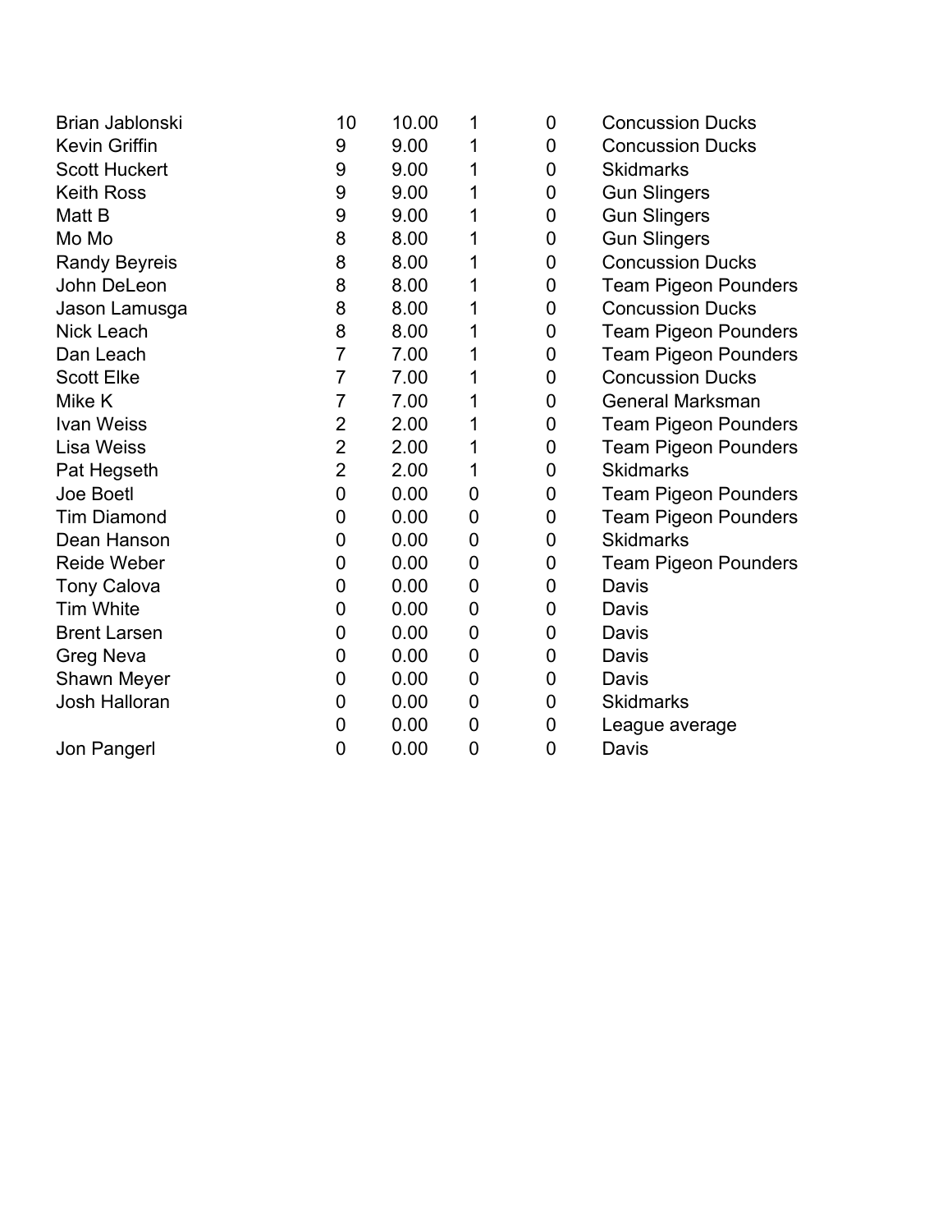| | | | | | |
|---|---|---|---|---|---|
| Brian Jablonski | 10 | 10.00 | 1 | 0 | Concussion Ducks |
| Kevin Griffin | 9 | 9.00 | 1 | 0 | Concussion Ducks |
| Scott Huckert | 9 | 9.00 | 1 | 0 | Skidmarks |
| Keith Ross | 9 | 9.00 | 1 | 0 | Gun Slingers |
| Matt B | 9 | 9.00 | 1 | 0 | Gun Slingers |
| Mo Mo | 8 | 8.00 | 1 | 0 | Gun Slingers |
| Randy Beyreis | 8 | 8.00 | 1 | 0 | Concussion Ducks |
| John DeLeon | 8 | 8.00 | 1 | 0 | Team Pigeon Pounders |
| Jason Lamusga | 8 | 8.00 | 1 | 0 | Concussion Ducks |
| Nick Leach | 8 | 8.00 | 1 | 0 | Team Pigeon Pounders |
| Dan Leach | 7 | 7.00 | 1 | 0 | Team Pigeon Pounders |
| Scott Elke | 7 | 7.00 | 1 | 0 | Concussion Ducks |
| Mike K | 7 | 7.00 | 1 | 0 | General Marksman |
| Ivan Weiss | 2 | 2.00 | 1 | 0 | Team Pigeon Pounders |
| Lisa Weiss | 2 | 2.00 | 1 | 0 | Team Pigeon Pounders |
| Pat Hegseth | 2 | 2.00 | 1 | 0 | Skidmarks |
| Joe Boetl | 0 | 0.00 | 0 | 0 | Team Pigeon Pounders |
| Tim Diamond | 0 | 0.00 | 0 | 0 | Team Pigeon Pounders |
| Dean Hanson | 0 | 0.00 | 0 | 0 | Skidmarks |
| Reide Weber | 0 | 0.00 | 0 | 0 | Team Pigeon Pounders |
| Tony Calova | 0 | 0.00 | 0 | 0 | Davis |
| Tim White | 0 | 0.00 | 0 | 0 | Davis |
| Brent Larsen | 0 | 0.00 | 0 | 0 | Davis |
| Greg Neva | 0 | 0.00 | 0 | 0 | Davis |
| Shawn Meyer | 0 | 0.00 | 0 | 0 | Davis |
| Josh Halloran | 0 | 0.00 | 0 | 0 | Skidmarks |
| | 0 | 0.00 | 0 | 0 | League average |
| Jon Pangerl | 0 | 0.00 | 0 | 0 | Davis |